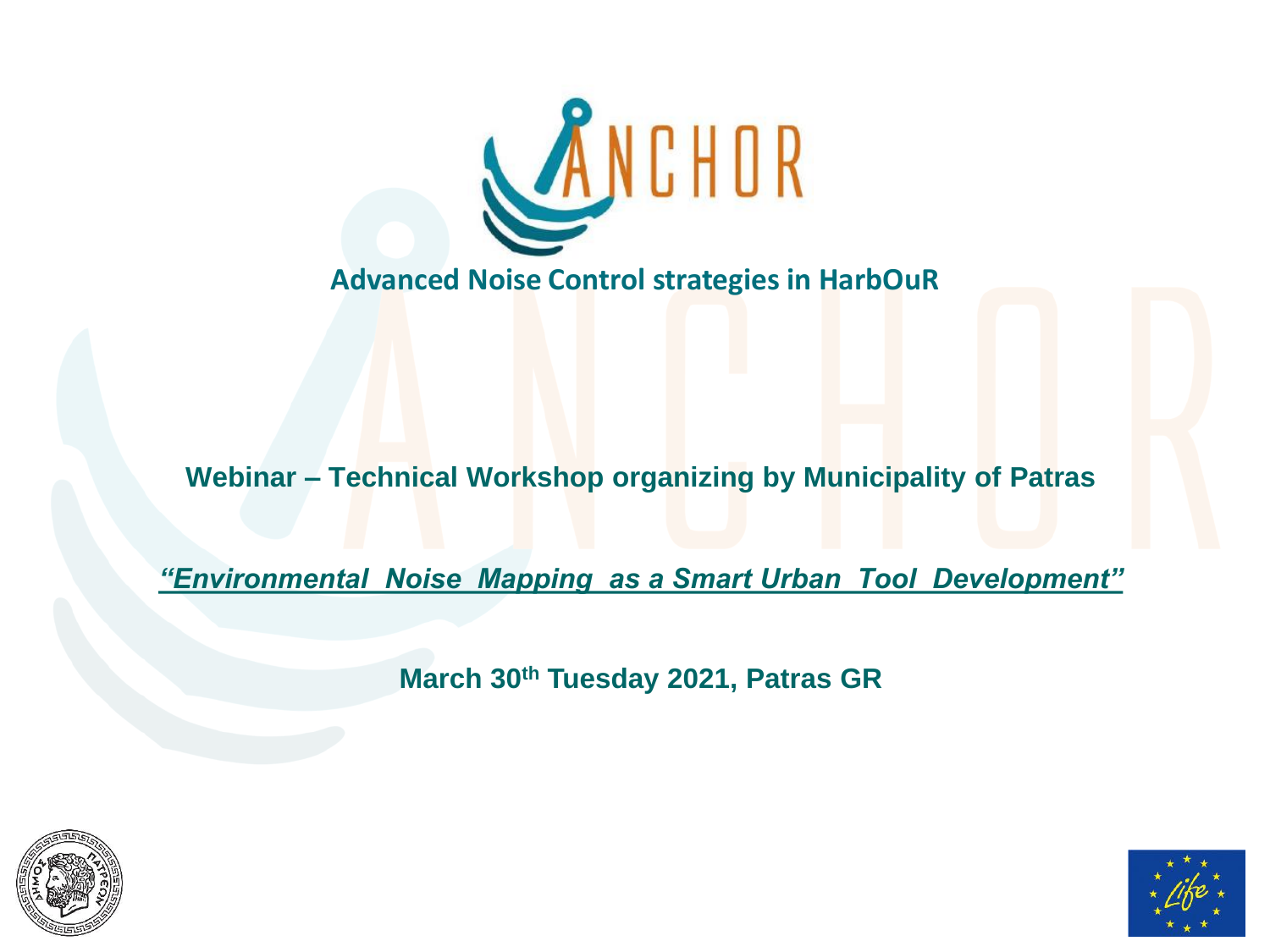# ANCHOR

## Advanced Noise Control strategies in HarbOuR

**Webinar – Technical Workshop organizing by Municipality of Patras**

***"Environmental Noise Mapping as a Smart Urban Tool Development"***

**March 30th Tuesday 2021, Patras GR**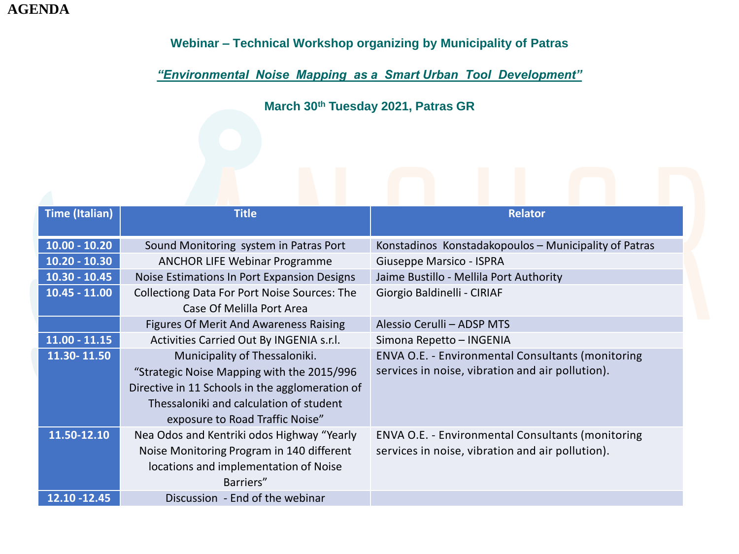**AGENDA**

**Webinar – Technical Workshop organizing by Municipality of Patras**

***"Environmental Noise Mapping as a Smart Urban Tool Development"***

**March 30th Tuesday 2021, Patras GR**

| Time (Italian) | Title | Relator |
|---|---|---|
| 10.00 - 10.20 | Sound Monitoring system in Patras Port | Konstadinos Konstadakopoulos – Municipality of Patras |
| 10.20 - 10.30 | ANCHOR LIFE Webinar Programme | Giuseppe Marsico - ISPRA |
| 10.30 - 10.45 | Noise Estimations In Port Expansion Designs | Jaime Bustillo - Mellila Port Authority |
| 10.45 - 11.00 | Collectiong Data For Port Noise Sources: The Case Of Melilla Port Area | Giorgio Baldinelli - CIRIAF |
| | Figures Of Merit And Awareness Raising | Alessio Cerulli – ADSP MTS |
| 11.00 - 11.15 | Activities Carried Out By INGENIA s.r.l. | Simona Repetto – INGENIA |
| 11.30- 11.50 | Municipality of Thessaloniki. "Strategic Noise Mapping with the 2015/996 Directive in 11 Schools in the agglomeration of Thessaloniki and calculation of student exposure to Road Traffic Noise" | ENVA O.E. - Environmental Consultants (monitoring services in noise, vibration and air pollution). |
| 11.50-12.10 | Nea Odos and Kentriki odos Highway "Yearly Noise Monitoring Program in 140 different locations and implementation of Noise Barriers" | ENVA O.E. - Environmental Consultants (monitoring services in noise, vibration and air pollution). |
| 12.10 -12.45 | Discussion - End of the webinar | |